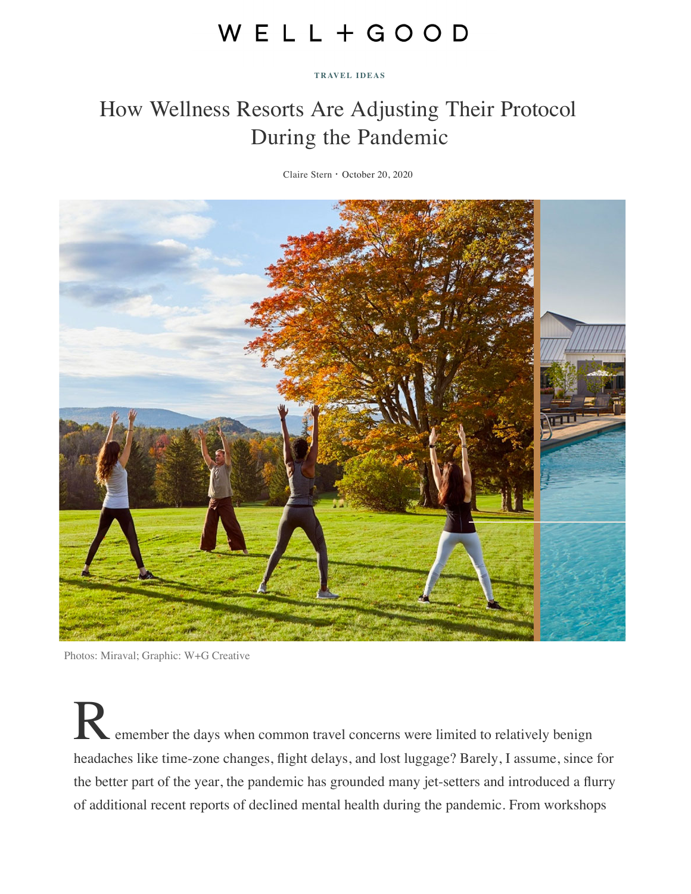# WELL+GOOD

TRAVEL IDEAS

# How Wellness Resorts Are Adjusting Their Protocol During the Pandemic

Claire Stern · October 20, 2020

Photos: Miraval; Graphic: W+G Creative

Remember the days when common travel concerns were limited to relatively benign headaches like time-zone changes, flight delays, and lost luggage? Barely, I assume, since for the better part of the year, the pandemic has grounded many jet-setters and introduced a flurry of additional recent reports of declined mental health during the pandemic. From workshops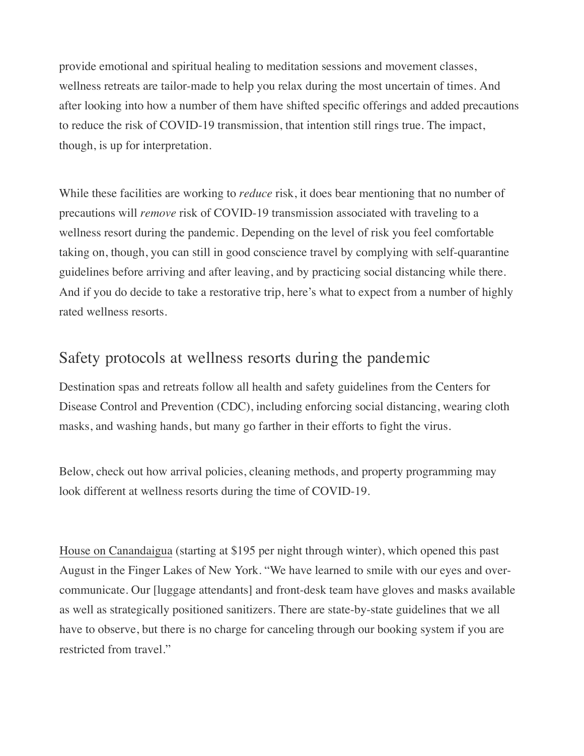provide emotional and spiritual healing to meditation sessions and movement classes, wellness retreats are tailor-made to help you relax during the most uncertain of times. And after looking into how a number of them have shifted specific offerings and added precautions to reduce the risk of COVID-19 transmission, that intention still rings true. The impact, though, is up for interpretation.

While these facilities are working to *reduce* risk, it does bear mentioning that no number of precautions will *remove* risk of COVID-19 transmission associated with traveling to a wellness resort during the pandemic. Depending on the level of risk you feel comfortable taking on, though, you can still in good conscience travel by complying with self-quarantine guidelines before arriving and after leaving, and by practicing social distancing while there. And if you do decide to take a restorative trip, here's what to expect from a number of highly rated wellness resorts.

## Safety protocols at wellness resorts during the pandemic

Destination spas and retreats follow all health and safety guidelines from the Centers for Disease Control and Prevention (CDC), including enforcing social distancing, wearing cloth masks, and washing hands, but many go farther in their efforts to fight the virus.

Below, check out how arrival policies, cleaning methods, and property programming may look different at wellness resorts during the time of COVID-19.

House on Canandaigua (starting at $195 per night through winter), which opened this past August in the Finger Lakes of New York. "We have learned to smile with our eyes and over-communicate. Our [luggage attendants] and front-desk team have gloves and masks available as well as strategically positioned sanitizers. There are state-by-state guidelines that we all have to observe, but there is no charge for canceling through our booking system if you are restricted from travel."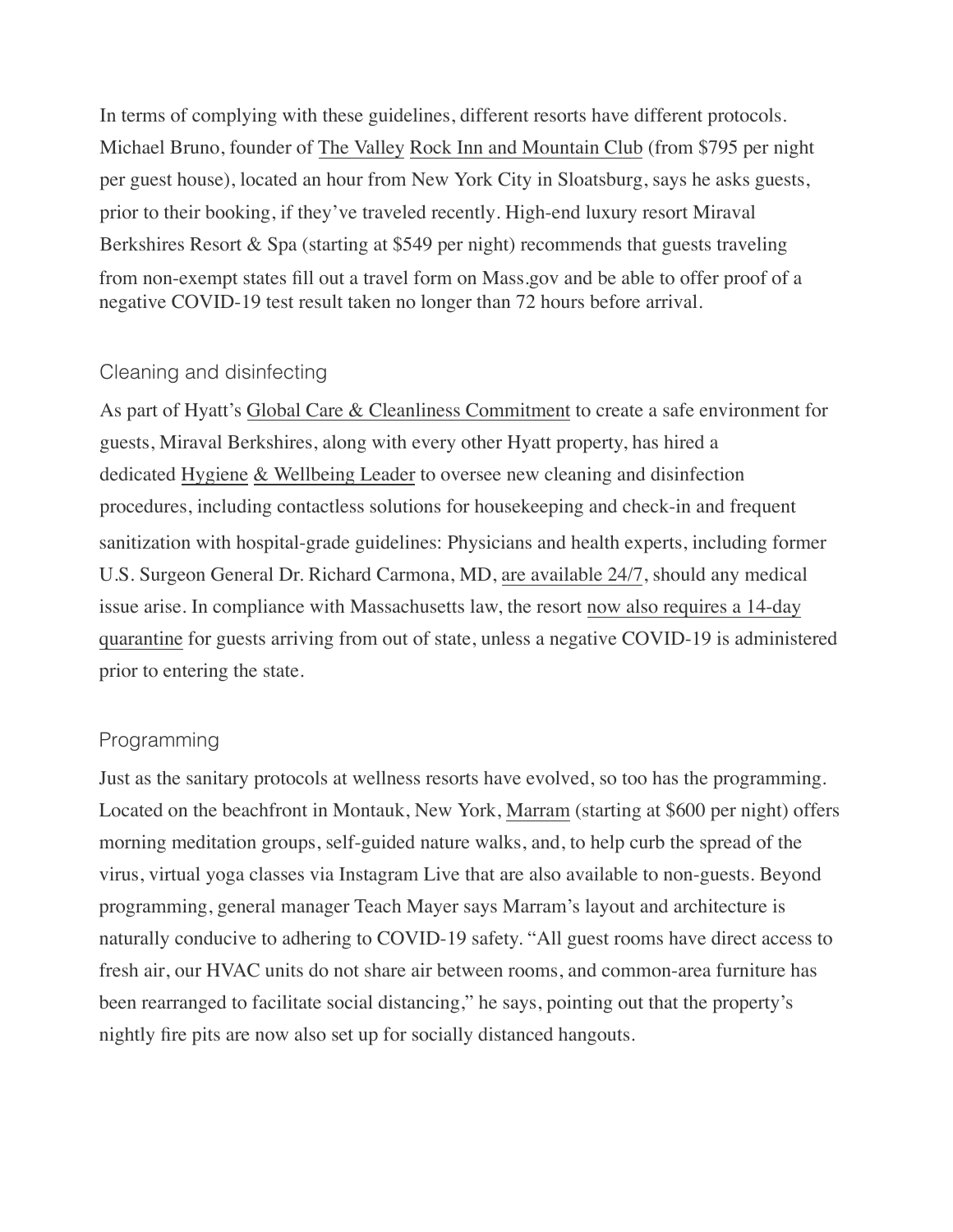In terms of complying with these guidelines, different resorts have different protocols. Michael Bruno, founder of The Valley Rock Inn and Mountain Club (from $795 per night per guest house), located an hour from New York City in Sloatsburg, says he asks guests, prior to their booking, if they've traveled recently. High-end luxury resort Miraval Berkshires Resort & Spa (starting at $549 per night) recommends that guests traveling from non-exempt states fill out a travel form on Mass.gov and be able to offer proof of a negative COVID-19 test result taken no longer than 72 hours before arrival.

## Cleaning and disinfecting

As part of Hyatt's Global Care & Cleanliness Commitment to create a safe environment for guests, Miraval Berkshires, along with every other Hyatt property, has hired a dedicated Hygiene & Wellbeing Leader to oversee new cleaning and disinfection procedures, including contactless solutions for housekeeping and check-in and frequent sanitization with hospital-grade guidelines: Physicians and health experts, including former U.S. Surgeon General Dr. Richard Carmona, MD, are available 24/7, should any medical issue arise. In compliance with Massachusetts law, the resort now also requires a 14-day quarantine for guests arriving from out of state, unless a negative COVID-19 is administered prior to entering the state.

## Programming

Just as the sanitary protocols at wellness resorts have evolved, so too has the programming. Located on the beachfront in Montauk, New York, Marram (starting at $600 per night) offers morning meditation groups, self-guided nature walks, and, to help curb the spread of the virus, virtual yoga classes via Instagram Live that are also available to non-guests. Beyond programming, general manager Teach Mayer says Marram's layout and architecture is naturally conducive to adhering to COVID-19 safety. "All guest rooms have direct access to fresh air, our HVAC units do not share air between rooms, and common-area furniture has been rearranged to facilitate social distancing," he says, pointing out that the property's nightly fire pits are now also set up for socially distanced hangouts.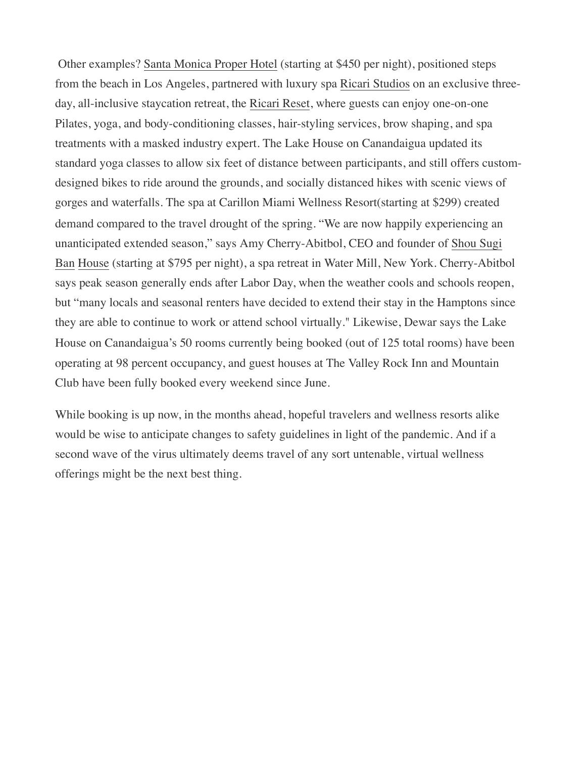Other examples? Santa Monica Proper Hotel (starting at $450 per night), positioned steps from the beach in Los Angeles, partnered with luxury spa Ricari Studios on an exclusive three-day, all-inclusive staycation retreat, the Ricari Reset, where guests can enjoy one-on-one Pilates, yoga, and body-conditioning classes, hair-styling services, brow shaping, and spa treatments with a masked industry expert. The Lake House on Canandaigua updated its standard yoga classes to allow six feet of distance between participants, and still offers custom-designed bikes to ride around the grounds, and socially distanced hikes with scenic views of gorges and waterfalls. The spa at Carillon Miami Wellness Resort(starting at $299) created demand compared to the travel drought of the spring. "We are now happily experiencing an unanticipated extended season," says Amy Cherry-Abitbol, CEO and founder of Shou Sugi Ban House (starting at $795 per night), a spa retreat in Water Mill, New York. Cherry-Abitbol says peak season generally ends after Labor Day, when the weather cools and schools reopen, but "many locals and seasonal renters have decided to extend their stay in the Hamptons since they are able to continue to work or attend school virtually." Likewise, Dewar says the Lake House on Canandaigua's 50 rooms currently being booked (out of 125 total rooms) have been operating at 98 percent occupancy, and guest houses at The Valley Rock Inn and Mountain Club have been fully booked every weekend since June.

While booking is up now, in the months ahead, hopeful travelers and wellness resorts alike would be wise to anticipate changes to safety guidelines in light of the pandemic. And if a second wave of the virus ultimately deems travel of any sort untenable, virtual wellness offerings might be the next best thing.